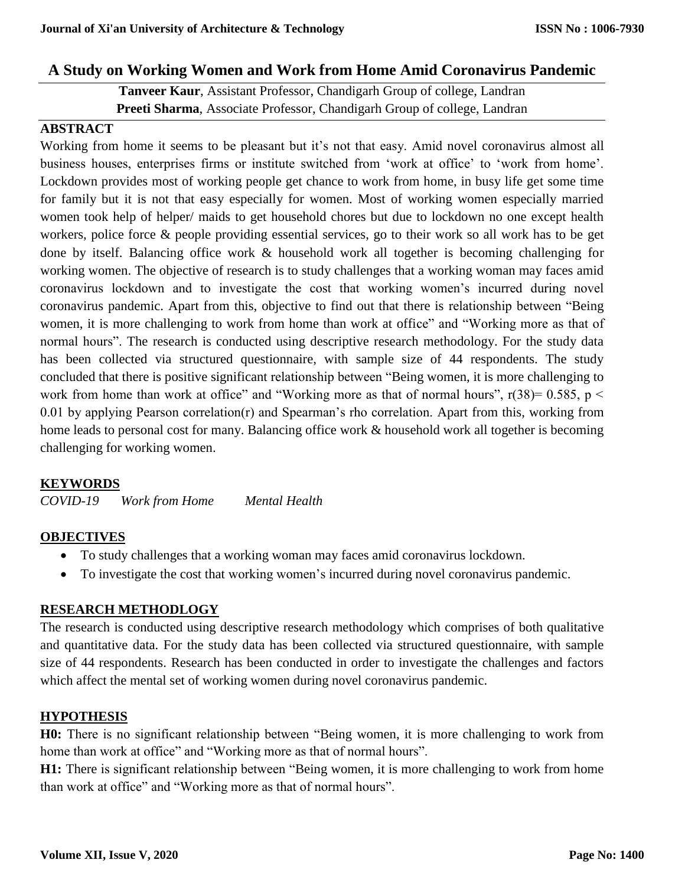# A Study on Working Women and Work from Home Amid Coronavirus Pandemic

**Tanveer Kaur**, Assistant Professor, Chandigarh Group of college, Landran
**Preeti Sharma**, Associate Professor, Chandigarh Group of college, Landran

## ABSTRACT

Working from home it seems to be pleasant but it's not that easy. Amid novel coronavirus almost all business houses, enterprises firms or institute switched from 'work at office' to 'work from home'. Lockdown provides most of working people get chance to work from home, in busy life get some time for family but it is not that easy especially for women. Most of working women especially married women took help of helper/ maids to get household chores but due to lockdown no one except health workers, police force & people providing essential services, go to their work so all work has to be get done by itself. Balancing office work & household work all together is becoming challenging for working women. The objective of research is to study challenges that a working woman may faces amid coronavirus lockdown and to investigate the cost that working women's incurred during novel coronavirus pandemic. Apart from this, objective to find out that there is relationship between "Being women, it is more challenging to work from home than work at office" and "Working more as that of normal hours". The research is conducted using descriptive research methodology. For the study data has been collected via structured questionnaire, with sample size of 44 respondents. The study concluded that there is positive significant relationship between "Being women, it is more challenging to work from home than work at office" and "Working more as that of normal hours", $r(38) = 0.585$, $p < 0.01$ by applying Pearson correlation(r) and Spearman's rho correlation. Apart from this, working from home leads to personal cost for many. Balancing office work & household work all together is becoming challenging for working women.

## KEYWORDS

*COVID-19 Work from Home Mental Health*

## OBJECTIVES

- To study challenges that a working woman may faces amid coronavirus lockdown.
- To investigate the cost that working women's incurred during novel coronavirus pandemic.

## RESEARCH METHODLOGY

The research is conducted using descriptive research methodology which comprises of both qualitative and quantitative data. For the study data has been collected via structured questionnaire, with sample size of 44 respondents. Research has been conducted in order to investigate the challenges and factors which affect the mental set of working women during novel coronavirus pandemic.

## HYPOTHESIS

**H0:** There is no significant relationship between "Being women, it is more challenging to work from home than work at office" and "Working more as that of normal hours".

**H1:** There is significant relationship between "Being women, it is more challenging to work from home than work at office" and "Working more as that of normal hours".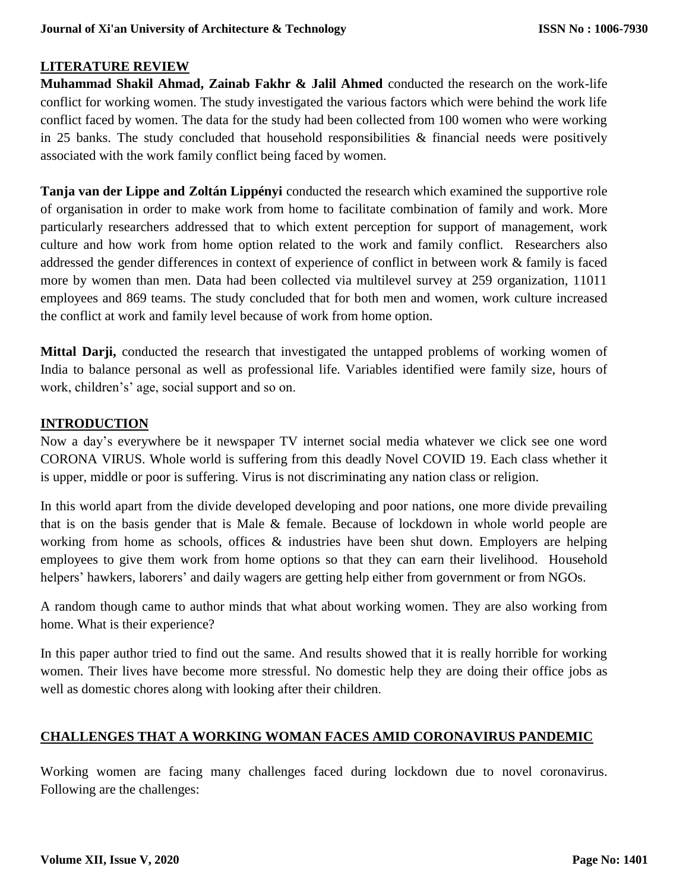## LITERATURE REVIEW

**Muhammad Shakil Ahmad, Zainab Fakhr & Jalil Ahmed** conducted the research on the work-life conflict for working women. The study investigated the various factors which were behind the work life conflict faced by women. The data for the study had been collected from 100 women who were working in 25 banks. The study concluded that household responsibilities & financial needs were positively associated with the work family conflict being faced by women.

**Tanja van der Lippe and Zoltán Lippényi** conducted the research which examined the supportive role of organisation in order to make work from home to facilitate combination of family and work. More particularly researchers addressed that to which extent perception for support of management, work culture and how work from home option related to the work and family conflict. Researchers also addressed the gender differences in context of experience of conflict in between work & family is faced more by women than men. Data had been collected via multilevel survey at 259 organization, 11011 employees and 869 teams. The study concluded that for both men and women, work culture increased the conflict at work and family level because of work from home option.

**Mittal Darji,** conducted the research that investigated the untapped problems of working women of India to balance personal as well as professional life. Variables identified were family size, hours of work, children's' age, social support and so on.

## INTRODUCTION

Now a day's everywhere be it newspaper TV internet social media whatever we click see one word CORONA VIRUS. Whole world is suffering from this deadly Novel COVID 19. Each class whether it is upper, middle or poor is suffering. Virus is not discriminating any nation class or religion.

In this world apart from the divide developed developing and poor nations, one more divide prevailing that is on the basis gender that is Male & female. Because of lockdown in whole world people are working from home as schools, offices & industries have been shut down. Employers are helping employees to give them work from home options so that they can earn their livelihood. Household helpers' hawkers, laborers' and daily wagers are getting help either from government or from NGOs.

A random though came to author minds that what about working women. They are also working from home. What is their experience?

In this paper author tried to find out the same. And results showed that it is really horrible for working women. Their lives have become more stressful. No domestic help they are doing their office jobs as well as domestic chores along with looking after their children.

## CHALLENGES THAT A WORKING WOMAN FACES AMID CORONAVIRUS PANDEMIC

Working women are facing many challenges faced during lockdown due to novel coronavirus. Following are the challenges: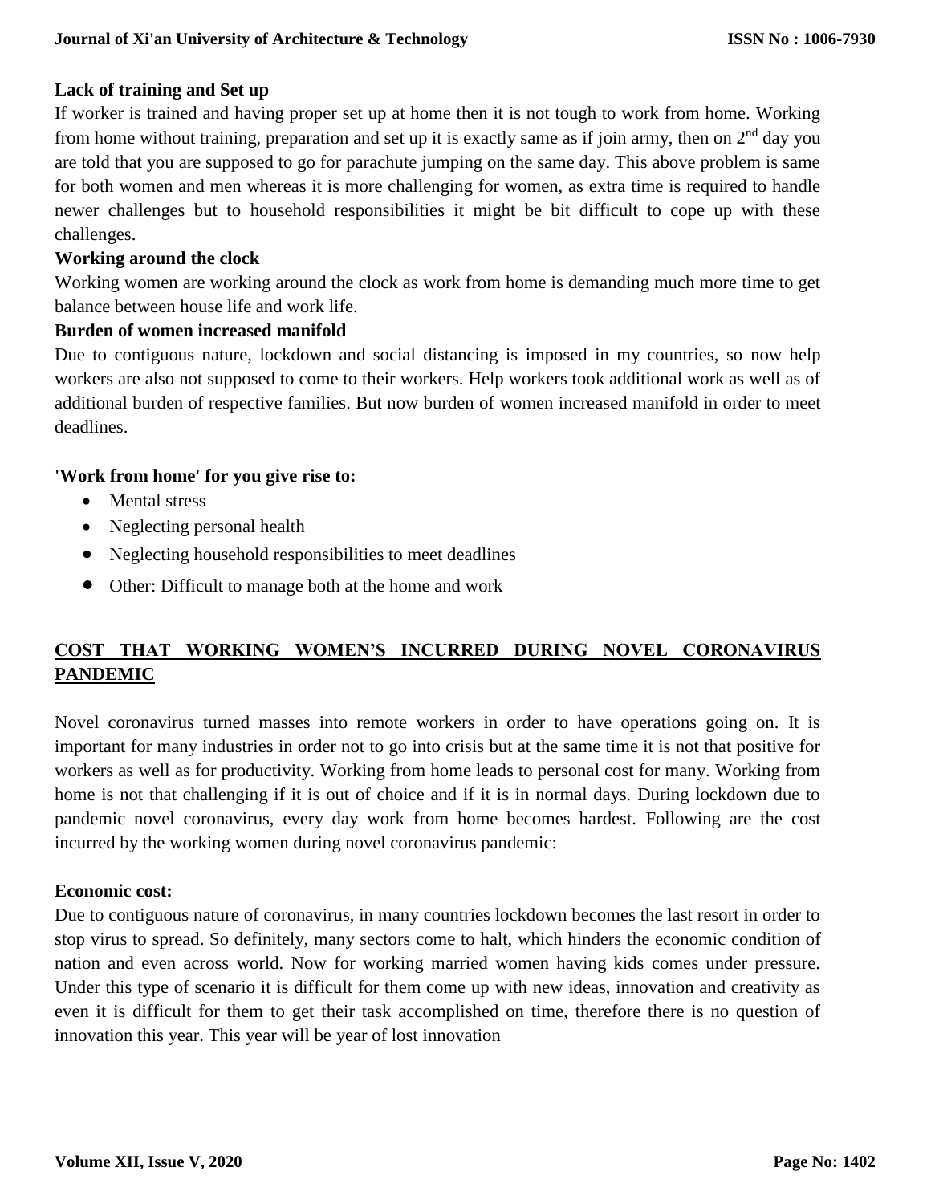**Lack of training and Set up**

If worker is trained and having proper set up at home then it is not tough to work from home. Working from home without training, preparation and set up it is exactly same as if join army, then on 2nd day you are told that you are supposed to go for parachute jumping on the same day. This above problem is same for both women and men whereas it is more challenging for women, as extra time is required to handle newer challenges but to household responsibilities it might be bit difficult to cope up with these challenges.

**Working around the clock**

Working women are working around the clock as work from home is demanding much more time to get balance between house life and work life.

**Burden of women increased manifold**

Due to contiguous nature, lockdown and social distancing is imposed in my countries, so now help workers are also not supposed to come to their workers. Help workers took additional work as well as of additional burden of respective families. But now burden of women increased manifold in order to meet deadlines.

**'Work from home' for you give rise to:**

- Mental stress
- Neglecting personal health
- Neglecting household responsibilities to meet deadlines
- Other: Difficult to manage both at the home and work

## COST THAT WORKING WOMEN'S INCURRED DURING NOVEL CORONAVIRUS PANDEMIC

Novel coronavirus turned masses into remote workers in order to have operations going on. It is important for many industries in order not to go into crisis but at the same time it is not that positive for workers as well as for productivity. Working from home leads to personal cost for many. Working from home is not that challenging if it is out of choice and if it is in normal days. During lockdown due to pandemic novel coronavirus, every day work from home becomes hardest. Following are the cost incurred by the working women during novel coronavirus pandemic:

**Economic cost:**

Due to contiguous nature of coronavirus, in many countries lockdown becomes the last resort in order to stop virus to spread. So definitely, many sectors come to halt, which hinders the economic condition of nation and even across world. Now for working married women having kids comes under pressure. Under this type of scenario it is difficult for them come up with new ideas, innovation and creativity as even it is difficult for them to get their task accomplished on time, therefore there is no question of innovation this year. This year will be year of lost innovation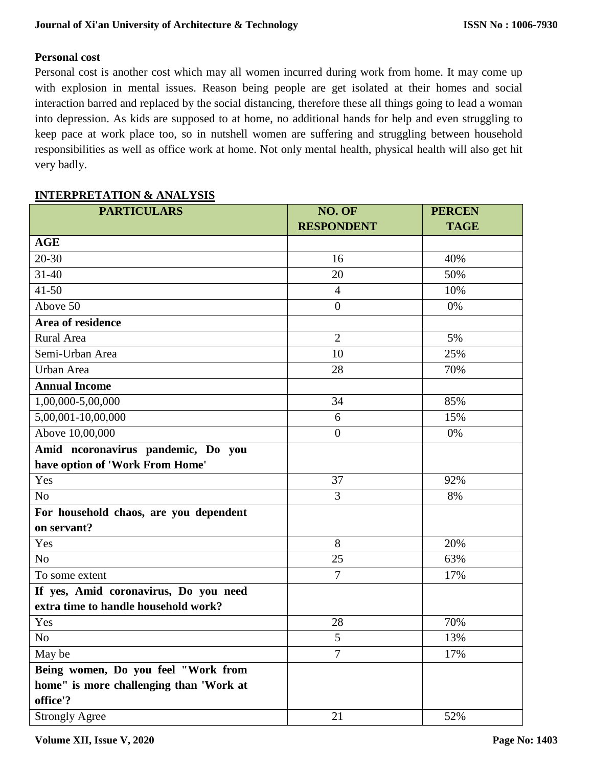**Personal cost**

Personal cost is another cost which may all women incurred during work from home. It may come up with explosion in mental issues. Reason being people are get isolated at their homes and social interaction barred and replaced by the social distancing, therefore these all things going to lead a woman into depression. As kids are supposed to at home, no additional hands for help and even struggling to keep pace at work place too, so in nutshell women are suffering and struggling between household responsibilities as well as office work at home. Not only mental health, physical health will also get hit very badly.

## INTERPRETATION & ANALYSIS

| PARTICULARS | NO. OF RESPONDENT | PERCENTAGE |
|---|---|---|
| **AGE** | | |
| 20-30 | 16 | 40% |
| 31-40 | 20 | 50% |
| 41-50 | 4 | 10% |
| Above 50 | 0 | 0% |
| **Area of residence** | | |
| Rural Area | 2 | 5% |
| Semi-Urban Area | 10 | 25% |
| Urban Area | 28 | 70% |
| **Annual Income** | | |
| 1,00,000-5,00,000 | 34 | 85% |
| 5,00,001-10,00,000 | 6 | 15% |
| Above 10,00,000 | 0 | 0% |
| **Amid ncoronavirus pandemic, Do you have option of 'Work From Home'** | | |
| Yes | 37 | 92% |
| No | 3 | 8% |
| **For household chaos, are you dependent on servant?** | | |
| Yes | 8 | 20% |
| No | 25 | 63% |
| To some extent | 7 | 17% |
| **If yes, Amid coronavirus, Do you need extra time to handle household work?** | | |
| Yes | 28 | 70% |
| No | 5 | 13% |
| May be | 7 | 17% |
| **Being women, Do you feel "Work from home" is more challenging than 'Work at office'?** | | |
| Strongly Agree | 21 | 52% |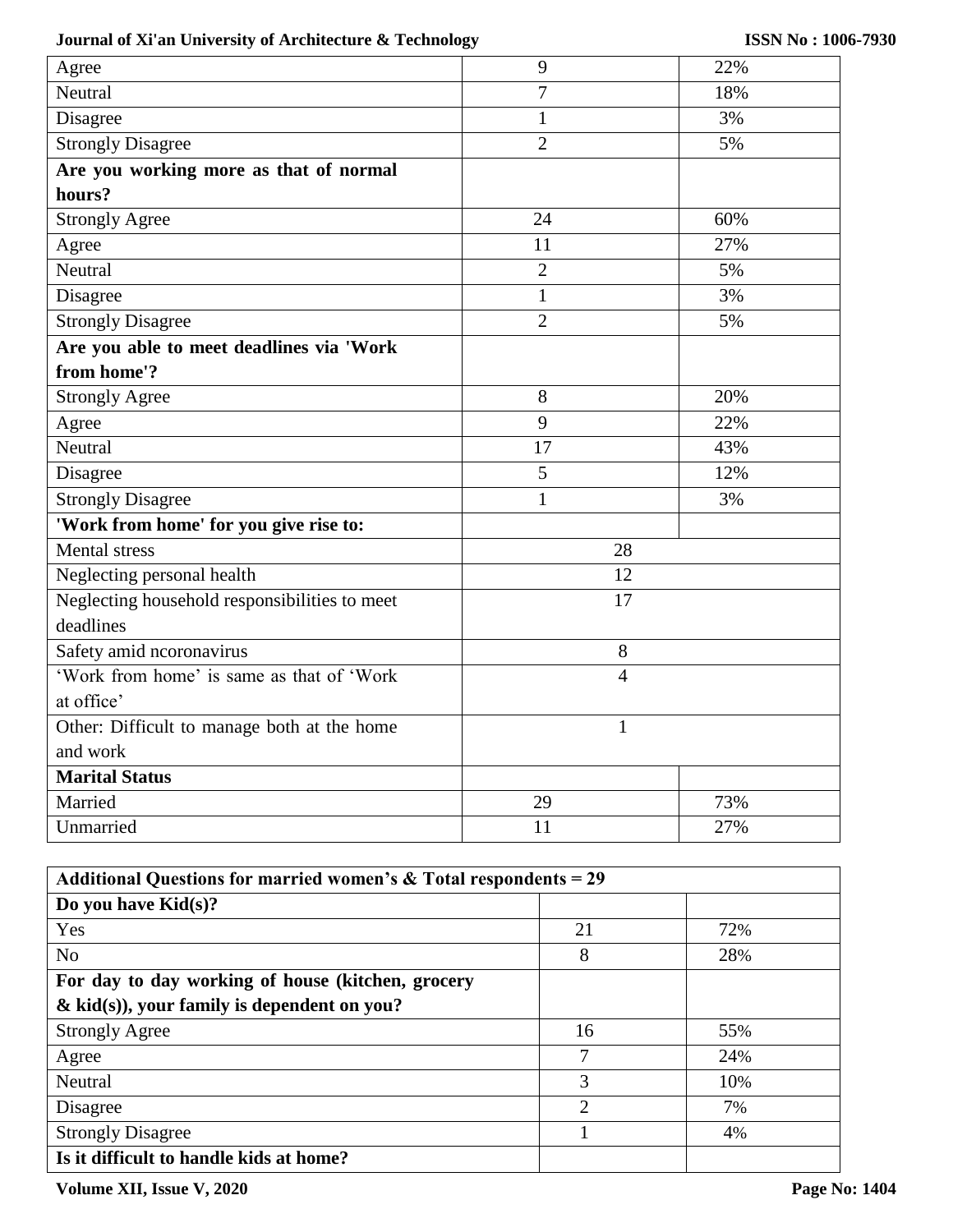| | | |
|---|---|---|
| Agree | 9 | 22% |
| Neutral | 7 | 18% |
| Disagree | 1 | 3% |
| Strongly Disagree | 2 | 5% |
| **Are you working more as that of normal hours?** | | |
| Strongly Agree | 24 | 60% |
| Agree | 11 | 27% |
| Neutral | 2 | 5% |
| Disagree | 1 | 3% |
| Strongly Disagree | 2 | 5% |
| **Are you able to meet deadlines via 'Work from home'?** | | |
| Strongly Agree | 8 | 20% |
| Agree | 9 | 22% |
| Neutral | 17 | 43% |
| Disagree | 5 | 12% |
| Strongly Disagree | 1 | 3% |
| **'Work from home' for you give rise to:** | | |
| Mental stress | 28 | |
| Neglecting personal health | 12 | |
| Neglecting household responsibilities to meet deadlines | 17 | |
| Safety amid ncoronavirus | 8 | |
| 'Work from home' is same as that of 'Work at office' | 4 | |
| Other: Difficult to manage both at the home and work | 1 | |
| **Marital Status** | | |
| Married | 29 | 73% |
| Unmarried | 11 | 27% |

| **Additional Questions for married women's & Total respondents = 29** | | |
|---|---|---|
| **Do you have Kid(s)?** | | |
| Yes | 21 | 72% |
| No | 8 | 28% |
| **For day to day working of house (kitchen, grocery & kid(s)), your family is dependent on you?** | | |
| Strongly Agree | 16 | 55% |
| Agree | 7 | 24% |
| Neutral | 3 | 10% |
| Disagree | 2 | 7% |
| Strongly Disagree | 1 | 4% |
| **Is it difficult to handle kids at home?** | | |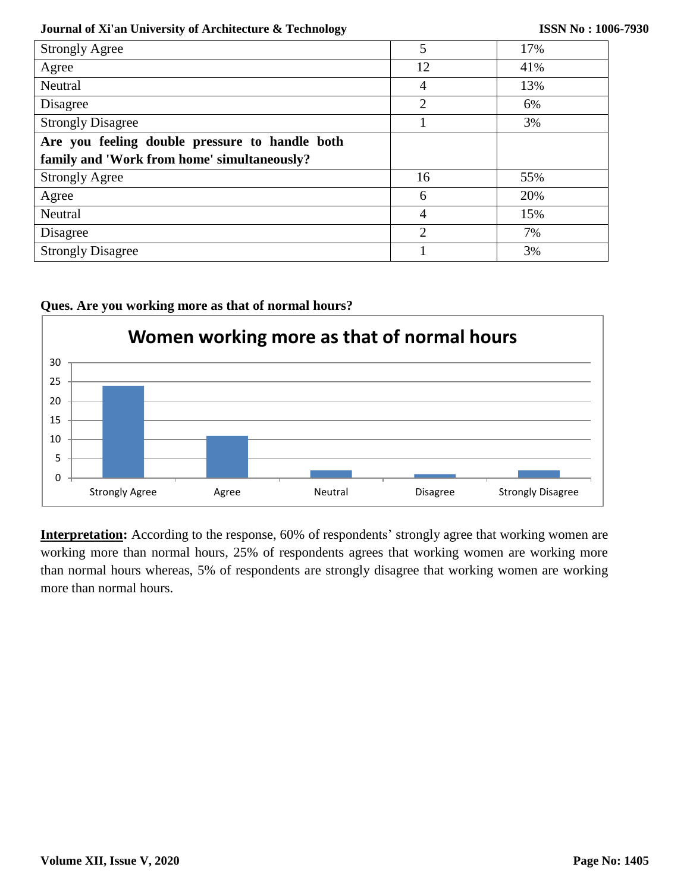| Strongly Agree | 5 | 17% |
|---|---|---|
| Agree | 12 | 41% |
| Neutral | 4 | 13% |
| Disagree | 2 | 6% |
| Strongly Disagree | 1 | 3% |
| **Are you feeling double pressure to handle both family and 'Work from home' simultaneously?** | | |
| Strongly Agree | 16 | 55% |
| Agree | 6 | 20% |
| Neutral | 4 | 15% |
| Disagree | 2 | 7% |
| Strongly Disagree | 1 | 3% |

**Ques. Are you working more as that of normal hours?**

**Women working more as that of normal hours**

| Response | Count |
|---|---|
| Strongly Agree | 24 |
| Agree | 11 |
| Neutral | 2 |
| Disagree | 1 |
| Strongly Disagree | 2 |

**Interpretation:** According to the response, 60% of respondents' strongly agree that working women are working more than normal hours, 25% of respondents agrees that working women are working more than normal hours whereas, 5% of respondents are strongly disagree that working women are working more than normal hours.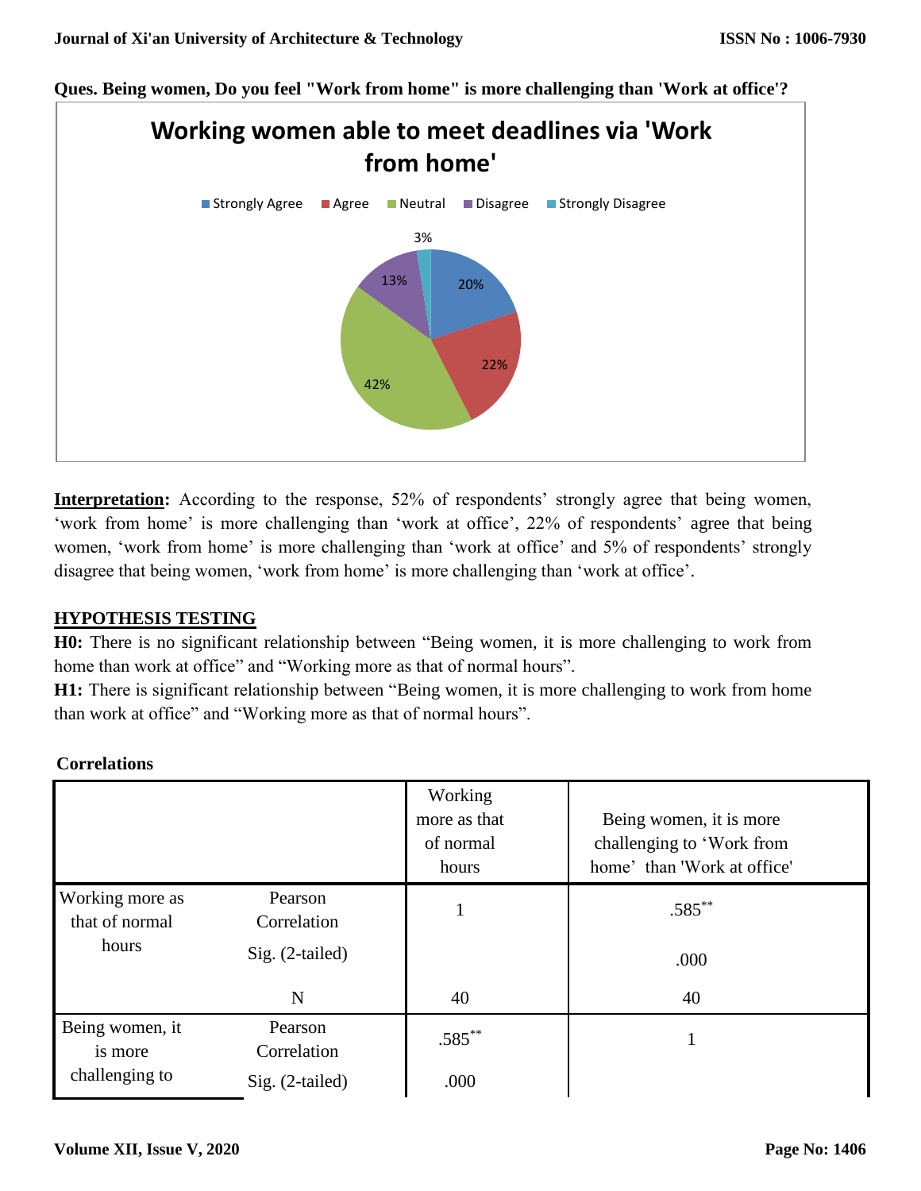**Ques. Being women, Do you feel "Work from home" is more challenging than 'Work at office'?**

**Working women able to meet deadlines via 'Work from home'**

Strongly Agree | Agree | Neutral | Disagree | Strongly Disagree

20% | 22% | 42% | 13% | 3%

**Interpretation:** According to the response, 52% of respondents' strongly agree that being women, 'work from home' is more challenging than 'work at office', 22% of respondents' agree that being women, 'work from home' is more challenging than 'work at office' and 5% of respondents' strongly disagree that being women, 'work from home' is more challenging than 'work at office'.

## HYPOTHESIS TESTING

**H0:** There is no significant relationship between "Being women, it is more challenging to work from home than work at office" and "Working more as that of normal hours".

**H1:** There is significant relationship between "Being women, it is more challenging to work from home than work at office" and "Working more as that of normal hours".

**Correlations**

| | | Working more as that of normal hours | Being women, it is more challenging to 'Work from home' than 'Work at office' |
|---|---|---|---|
| Working more as that of normal hours | Pearson Correlation | 1 | .585** |
| | Sig. (2-tailed) | | .000 |
| | N | 40 | 40 |
| Being women, it is more challenging to | Pearson Correlation | .585** | 1 |
| | Sig. (2-tailed) | .000 | |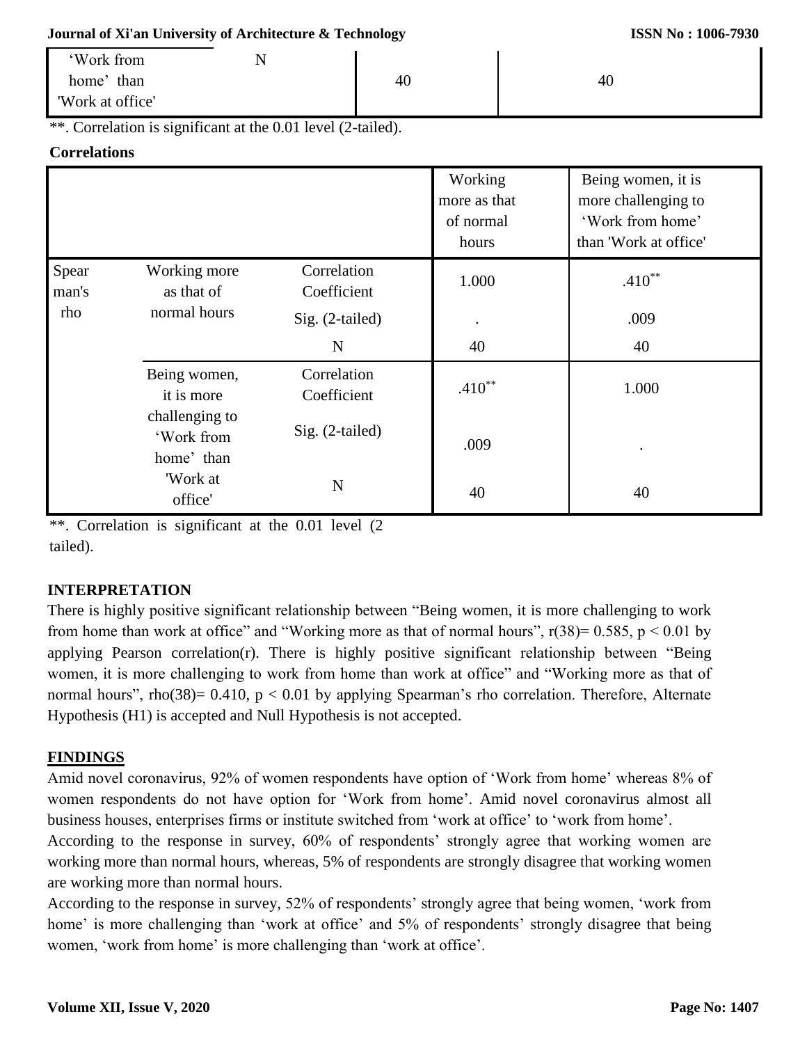| 'Work from home' than 'Work at office' | N | 40 | 40 |
|---|---|---|---|

**. Correlation is significant at the 0.01 level (2-tailed).

**Correlations**

| | | | Working more as that of normal hours | Being women, it is more challenging to 'Work from home' than 'Work at office' |
|---|---|---|---|---|
| Spearman's rho | Working more as that of normal hours | Correlation Coefficient | 1.000 | .410** |
| | | Sig. (2-tailed) | . | .009 |
| | | N | 40 | 40 |
| | Being women, it is more challenging to 'Work from home' than 'Work at office' | Correlation Coefficient | .410** | 1.000 |
| | | Sig. (2-tailed) | .009 | . |
| | | N | 40 | 40 |

**. Correlation is significant at the 0.01 level (2 tailed).

## INTERPRETATION

There is highly positive significant relationship between "Being women, it is more challenging to work from home than work at office" and "Working more as that of normal hours", $r(38)= 0.585$, $p < 0.01$ by applying Pearson correlation(r). There is highly positive significant relationship between "Being women, it is more challenging to work from home than work at office" and "Working more as that of normal hours", $rho(38)= 0.410$, $p < 0.01$ by applying Spearman's rho correlation. Therefore, Alternate Hypothesis (H1) is accepted and Null Hypothesis is not accepted.

## FINDINGS

Amid novel coronavirus, 92% of women respondents have option of 'Work from home' whereas 8% of women respondents do not have option for 'Work from home'. Amid novel coronavirus almost all business houses, enterprises firms or institute switched from 'work at office' to 'work from home'.

According to the response in survey, 60% of respondents' strongly agree that working women are working more than normal hours, whereas, 5% of respondents are strongly disagree that working women are working more than normal hours.

According to the response in survey, 52% of respondents' strongly agree that being women, 'work from home' is more challenging than 'work at office' and 5% of respondents' strongly disagree that being women, 'work from home' is more challenging than 'work at office'.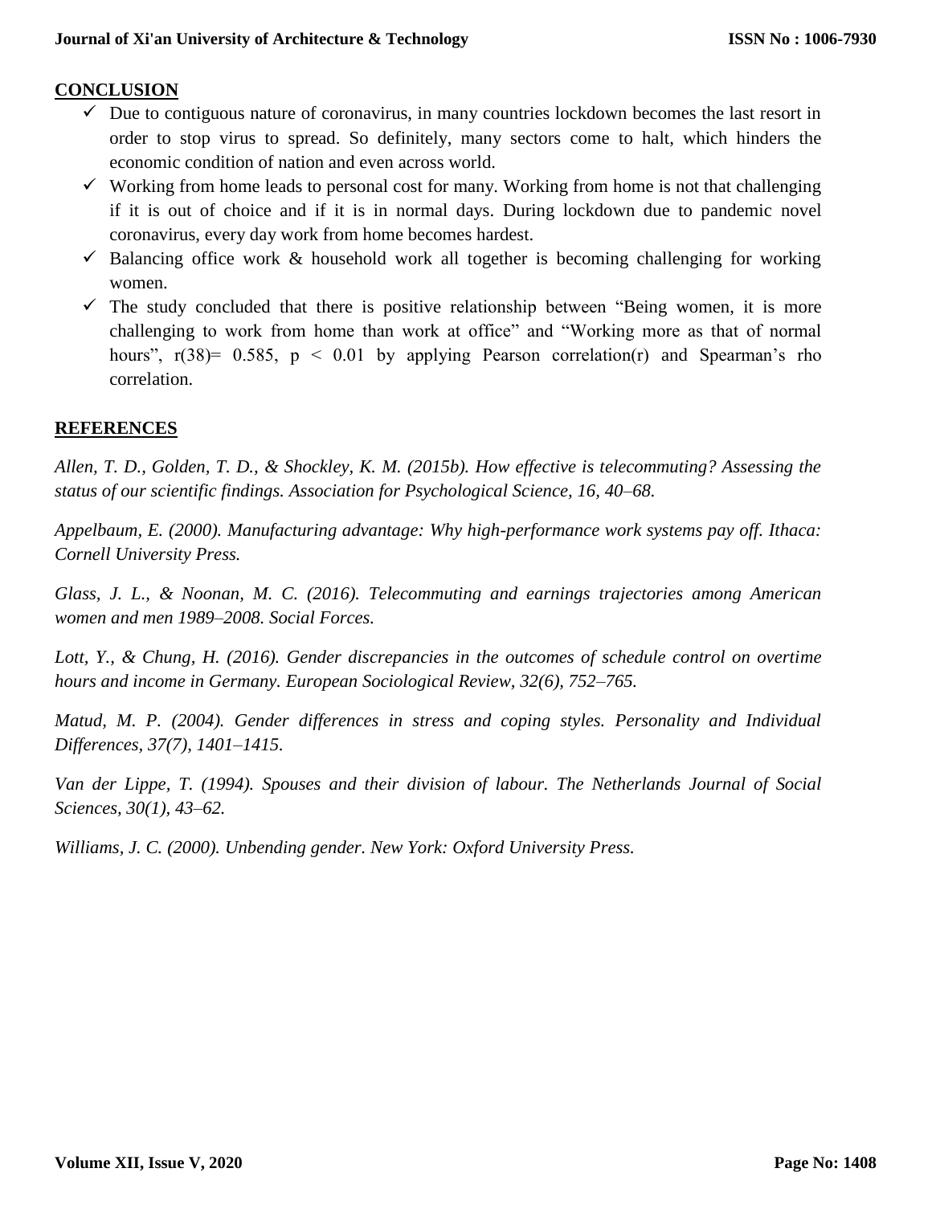## CONCLUSION

- ✓ Due to contiguous nature of coronavirus, in many countries lockdown becomes the last resort in order to stop virus to spread. So definitely, many sectors come to halt, which hinders the economic condition of nation and even across world.
- ✓ Working from home leads to personal cost for many. Working from home is not that challenging if it is out of choice and if it is in normal days. During lockdown due to pandemic novel coronavirus, every day work from home becomes hardest.
- ✓ Balancing office work & household work all together is becoming challenging for working women.
- ✓ The study concluded that there is positive relationship between "Being women, it is more challenging to work from home than work at office" and "Working more as that of normal hours", $r(38) = 0.585$, $p < 0.01$ by applying Pearson correlation(r) and Spearman's rho correlation.

## REFERENCES

*Allen, T. D., Golden, T. D., & Shockley, K. M. (2015b). How effective is telecommuting? Assessing the status of our scientific findings. Association for Psychological Science, 16, 40–68.*

*Appelbaum, E. (2000). Manufacturing advantage: Why high-performance work systems pay off. Ithaca: Cornell University Press.*

*Glass, J. L., & Noonan, M. C. (2016). Telecommuting and earnings trajectories among American women and men 1989–2008. Social Forces.*

*Lott, Y., & Chung, H. (2016). Gender discrepancies in the outcomes of schedule control on overtime hours and income in Germany. European Sociological Review, 32(6), 752–765.*

*Matud, M. P. (2004). Gender differences in stress and coping styles. Personality and Individual Differences, 37(7), 1401–1415.*

*Van der Lippe, T. (1994). Spouses and their division of labour. The Netherlands Journal of Social Sciences, 30(1), 43–62.*

*Williams, J. C. (2000). Unbending gender. New York: Oxford University Press.*